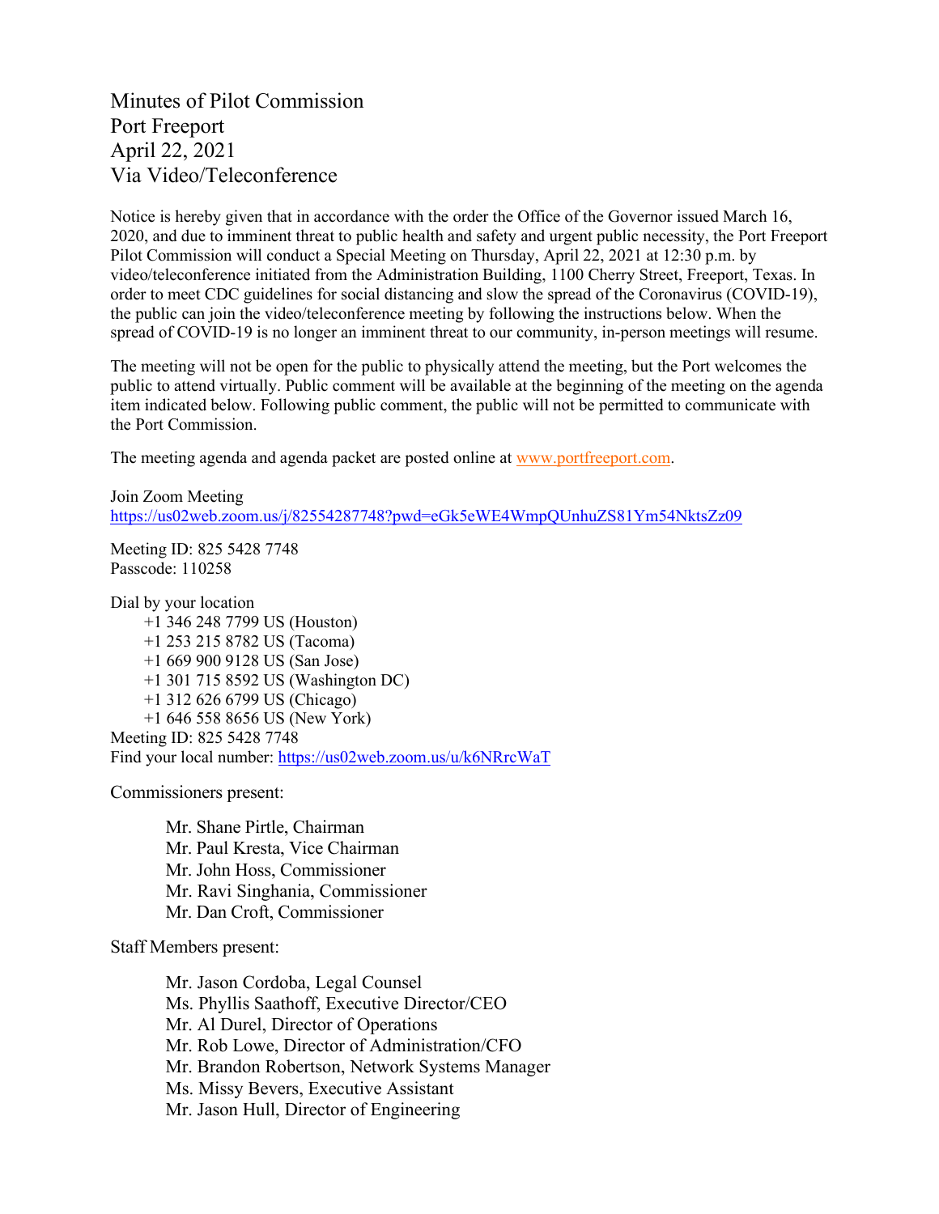# Minutes of Pilot Commission
# Port Freeport
# April 22, 2021
# Via Video/Teleconference

Notice is hereby given that in accordance with the order the Office of the Governor issued March 16, 2020, and due to imminent threat to public health and safety and urgent public necessity, the Port Freeport Pilot Commission will conduct a Special Meeting on Thursday, April 22, 2021 at 12:30 p.m. by video/teleconference initiated from the Administration Building, 1100 Cherry Street, Freeport, Texas. In order to meet CDC guidelines for social distancing and slow the spread of the Coronavirus (COVID-19), the public can join the video/teleconference meeting by following the instructions below. When the spread of COVID-19 is no longer an imminent threat to our community, in-person meetings will resume.

The meeting will not be open for the public to physically attend the meeting, but the Port welcomes the public to attend virtually. Public comment will be available at the beginning of the meeting on the agenda item indicated below. Following public comment, the public will not be permitted to communicate with the Port Commission.

The meeting agenda and agenda packet are posted online at www.portfreeport.com.

Join Zoom Meeting
https://us02web.zoom.us/j/82554287748?pwd=eGk5eWE4WmpQUnhuZS81Ym54NktsZz09

Meeting ID: 825 5428 7748
Passcode: 110258

Dial by your location
- +1 346 248 7799 US (Houston)
- +1 253 215 8782 US (Tacoma)
- +1 669 900 9128 US (San Jose)
- +1 301 715 8592 US (Washington DC)
- +1 312 626 6799 US (Chicago)
- +1 646 558 8656 US (New York)

Meeting ID: 825 5428 7748
Find your local number: https://us02web.zoom.us/u/k6NRrcWaT

Commissioners present:

- Mr. Shane Pirtle, Chairman
- Mr. Paul Kresta, Vice Chairman
- Mr. John Hoss, Commissioner
- Mr. Ravi Singhania, Commissioner
- Mr. Dan Croft, Commissioner

Staff Members present:

- Mr. Jason Cordoba, Legal Counsel
- Ms. Phyllis Saathoff, Executive Director/CEO
- Mr. Al Durel, Director of Operations
- Mr. Rob Lowe, Director of Administration/CFO
- Mr. Brandon Robertson, Network Systems Manager
- Ms. Missy Bevers, Executive Assistant
- Mr. Jason Hull, Director of Engineering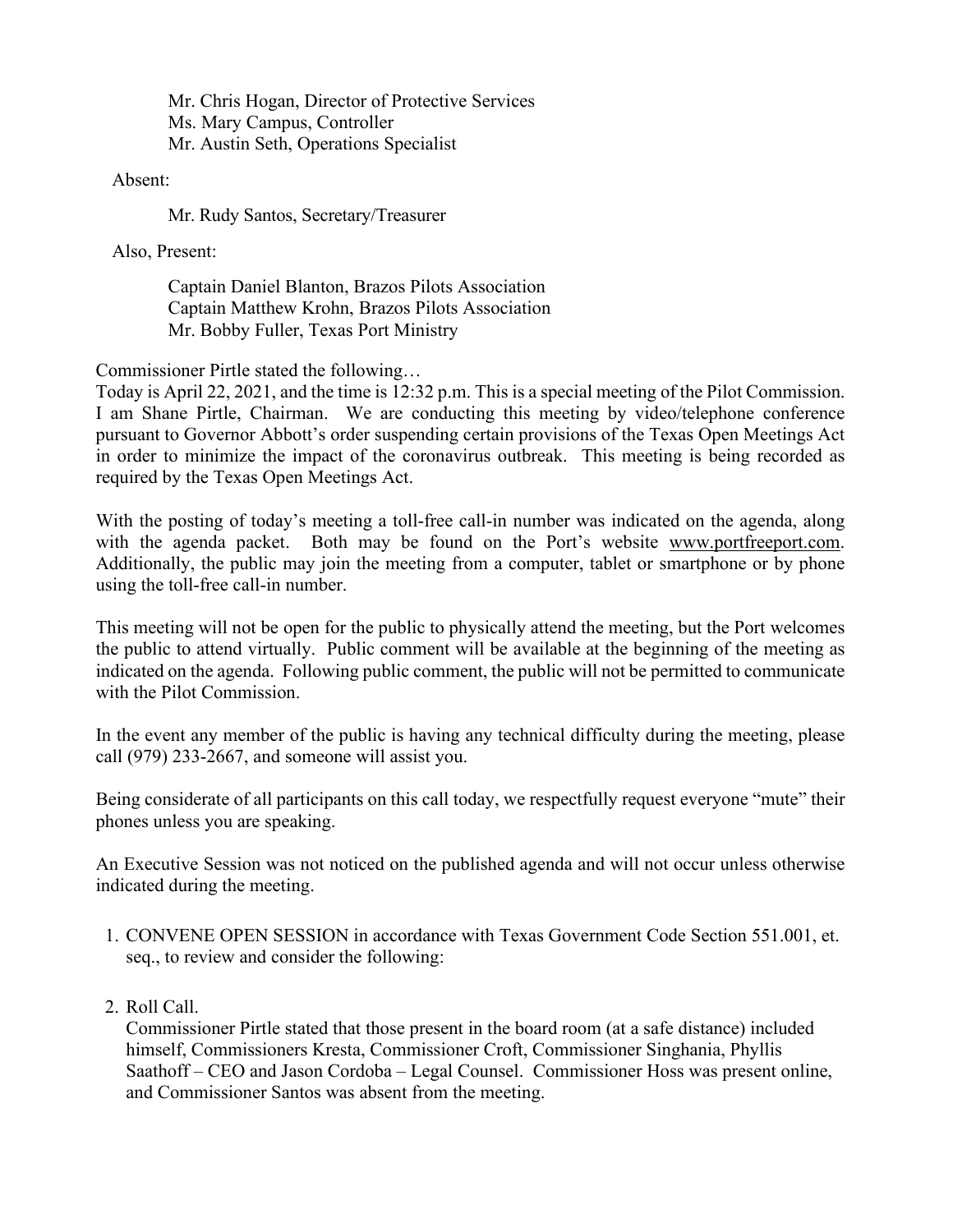Mr. Chris Hogan, Director of Protective Services
Ms. Mary Campus, Controller
Mr. Austin Seth, Operations Specialist

Absent:

Mr. Rudy Santos, Secretary/Treasurer

Also, Present:

Captain Daniel Blanton, Brazos Pilots Association
Captain Matthew Krohn, Brazos Pilots Association
Mr. Bobby Fuller, Texas Port Ministry

Commissioner Pirtle stated the following…
Today is April 22, 2021, and the time is 12:32 p.m. This is a special meeting of the Pilot Commission. I am Shane Pirtle, Chairman. We are conducting this meeting by video/telephone conference pursuant to Governor Abbott's order suspending certain provisions of the Texas Open Meetings Act in order to minimize the impact of the coronavirus outbreak. This meeting is being recorded as required by the Texas Open Meetings Act.

With the posting of today's meeting a toll-free call-in number was indicated on the agenda, along with the agenda packet. Both may be found on the Port's website www.portfreeport.com. Additionally, the public may join the meeting from a computer, tablet or smartphone or by phone using the toll-free call-in number.

This meeting will not be open for the public to physically attend the meeting, but the Port welcomes the public to attend virtually. Public comment will be available at the beginning of the meeting as indicated on the agenda. Following public comment, the public will not be permitted to communicate with the Pilot Commission.

In the event any member of the public is having any technical difficulty during the meeting, please call (979) 233-2667, and someone will assist you.

Being considerate of all participants on this call today, we respectfully request everyone "mute" their phones unless you are speaking.

An Executive Session was not noticed on the published agenda and will not occur unless otherwise indicated during the meeting.

1. CONVENE OPEN SESSION in accordance with Texas Government Code Section 551.001, et. seq., to review and consider the following:

2. Roll Call.
   Commissioner Pirtle stated that those present in the board room (at a safe distance) included himself, Commissioners Kresta, Commissioner Croft, Commissioner Singhania, Phyllis Saathoff – CEO and Jason Cordoba – Legal Counsel. Commissioner Hoss was present online, and Commissioner Santos was absent from the meeting.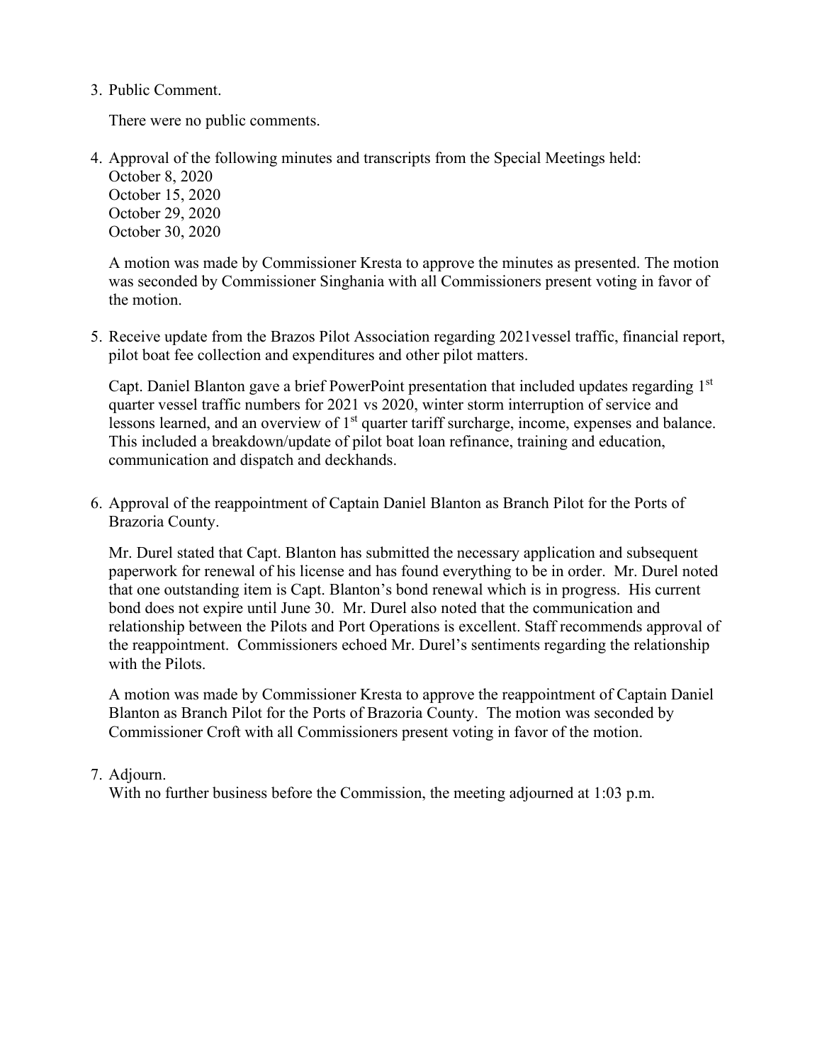3. Public Comment.

   There were no public comments.

4. Approval of the following minutes and transcripts from the Special Meetings held:
   October 8, 2020
   October 15, 2020
   October 29, 2020
   October 30, 2020

   A motion was made by Commissioner Kresta to approve the minutes as presented. The motion was seconded by Commissioner Singhania with all Commissioners present voting in favor of the motion.

5. Receive update from the Brazos Pilot Association regarding 2021vessel traffic, financial report, pilot boat fee collection and expenditures and other pilot matters.

   Capt. Daniel Blanton gave a brief PowerPoint presentation that included updates regarding 1st quarter vessel traffic numbers for 2021 vs 2020, winter storm interruption of service and lessons learned, and an overview of 1st quarter tariff surcharge, income, expenses and balance. This included a breakdown/update of pilot boat loan refinance, training and education, communication and dispatch and deckhands.

6. Approval of the reappointment of Captain Daniel Blanton as Branch Pilot for the Ports of Brazoria County.

   Mr. Durel stated that Capt. Blanton has submitted the necessary application and subsequent paperwork for renewal of his license and has found everything to be in order. Mr. Durel noted that one outstanding item is Capt. Blanton's bond renewal which is in progress. His current bond does not expire until June 30. Mr. Durel also noted that the communication and relationship between the Pilots and Port Operations is excellent. Staff recommends approval of the reappointment. Commissioners echoed Mr. Durel's sentiments regarding the relationship with the Pilots.

   A motion was made by Commissioner Kresta to approve the reappointment of Captain Daniel Blanton as Branch Pilot for the Ports of Brazoria County. The motion was seconded by Commissioner Croft with all Commissioners present voting in favor of the motion.

7. Adjourn.
   With no further business before the Commission, the meeting adjourned at 1:03 p.m.